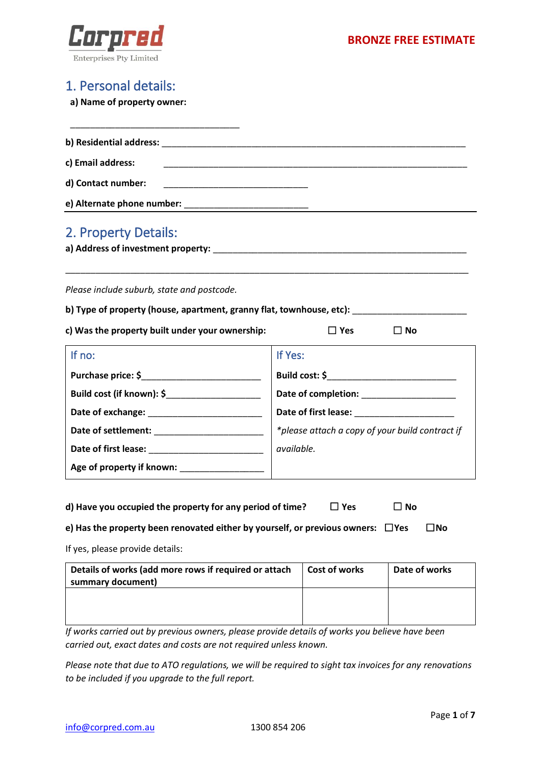Corpred Enterprises Pty Limited

**BRONZE FREE ESTIMATE**

## 1. Personal details:

**a) Name of property owner:**

___________________________________

**b) Residential address:** _______________________________________________________________

**c) Email address:** _______________________________________________________________

**d) Contact number:** ______________________________

**e) Alternate phone number:** _________________________

## 2. Property Details:

**a) Address of investment property:** _____________________________________________________

_____________________________________________________________________________________

*Please include suburb, state and postcode.*

**b) Type of property (house, apartment, granny flat, townhouse, etc):** _______________________

**c) Was the property built under your ownership:** ☐ Yes ☐ No

| If no: | If Yes: |
|---|---|
| **Purchase price: $**________________________ | **Build cost: $**__________________________ |
| **Build cost (if known): $**___________________ | **Date of completion:** ___________________ |
| **Date of exchange:** _______________________ | **Date of first lease:** ___________________ |
| **Date of settlement:** ______________________ | *\*please attach a copy of your build contract if available.* |
| **Date of first lease:** ______________________ | |
| **Age of property if known:** ________________ | |

**d) Have you occupied the property for any period of time?** ☐ Yes ☐ No

**e) Has the property been renovated either by yourself, or previous owners:** ☐Yes ☐No

If yes, please provide details:

| Details of works (add more rows if required or attach summary document) | Cost of works | Date of works |
|---|---|---|
| | | |

*If works carried out by previous owners, please provide details of works you believe have been carried out, exact dates and costs are not required unless known.*

*Please note that due to ATO regulations, we will be required to sight tax invoices for any renovations to be included if you upgrade to the full report.*

info@corpred.com.au 1300 854 206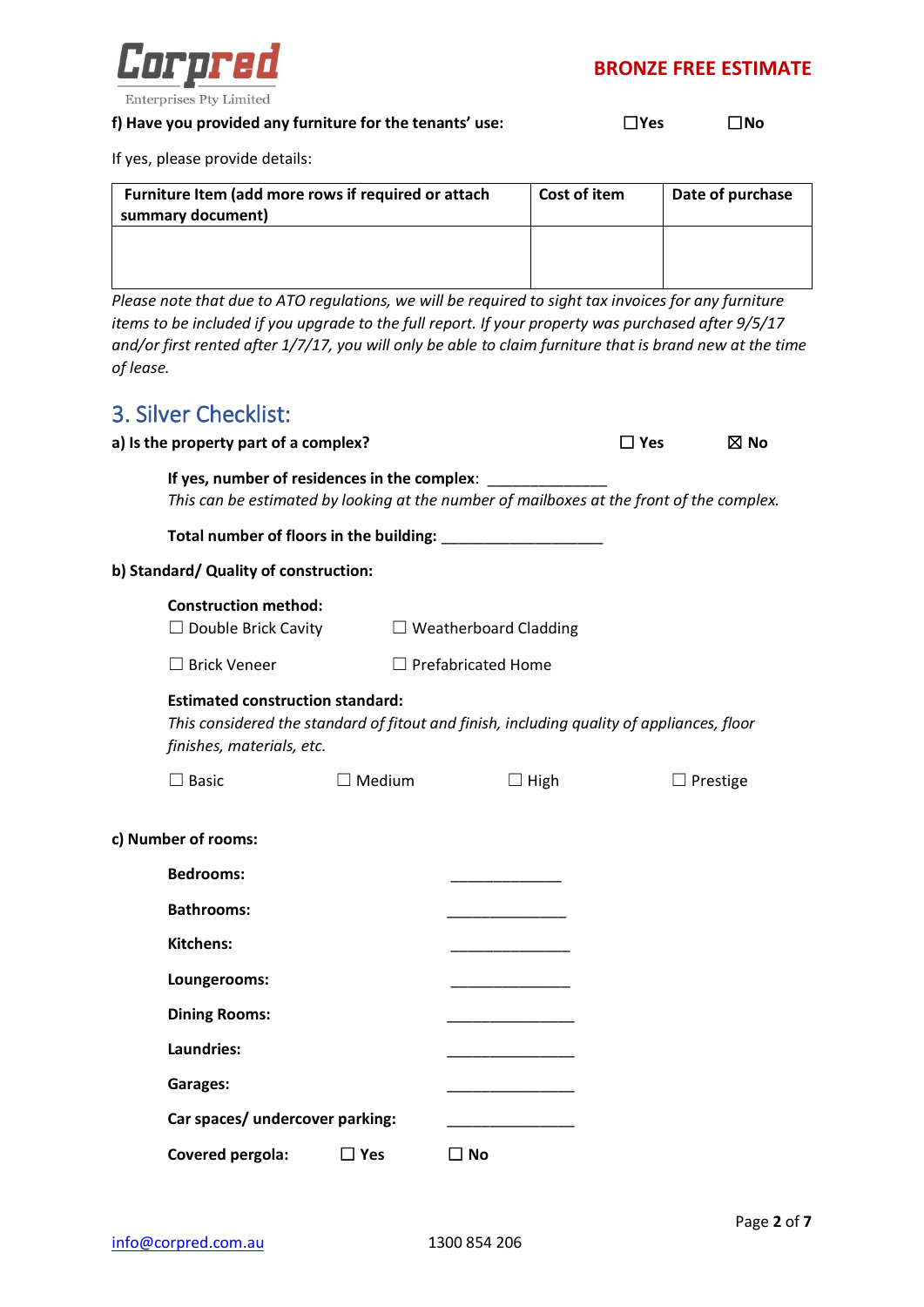**f) Have you provided any furniture for the tenants' use:** ☐Yes ☐No

If yes, please provide details:

| Furniture Item (add more rows if required or attach summary document) | Cost of item | Date of purchase |
| --- | --- | --- |
| | | |

*Please note that due to ATO regulations, we will be required to sight tax invoices for any furniture items to be included if you upgrade to the full report. If your property was purchased after 9/5/17 and/or first rented after 1/7/17, you will only be able to claim furniture that is brand new at the time of lease.*

## 3. Silver Checklist:

**a) Is the property part of a complex?** ☐ Yes ☒ No

**If yes, number of residences in the complex**: ______________
*This can be estimated by looking at the number of mailboxes at the front of the complex.*

**Total number of floors in the building:** ____________________

**b) Standard/ Quality of construction:**

**Construction method:**

☐ Double Brick Cavity ☐ Weatherboard Cladding

☐ Brick Veneer ☐ Prefabricated Home

**Estimated construction standard:**
*This considered the standard of fitout and finish, including quality of appliances, floor finishes, materials, etc.*

☐ Basic ☐ Medium ☐ High ☐ Prestige

**c) Number of rooms:**

**Bedrooms:** ______________

**Bathrooms:** _______________

**Kitchens:** _______________

**Loungerooms:** _______________

**Dining Rooms:** ________________

**Laundries:** ________________

**Garages:** ________________

**Car spaces/ undercover parking:** ________________

**Covered pergola:** ☐ **Yes** ☐ **No**

info@corpred.com.au 1300 854 206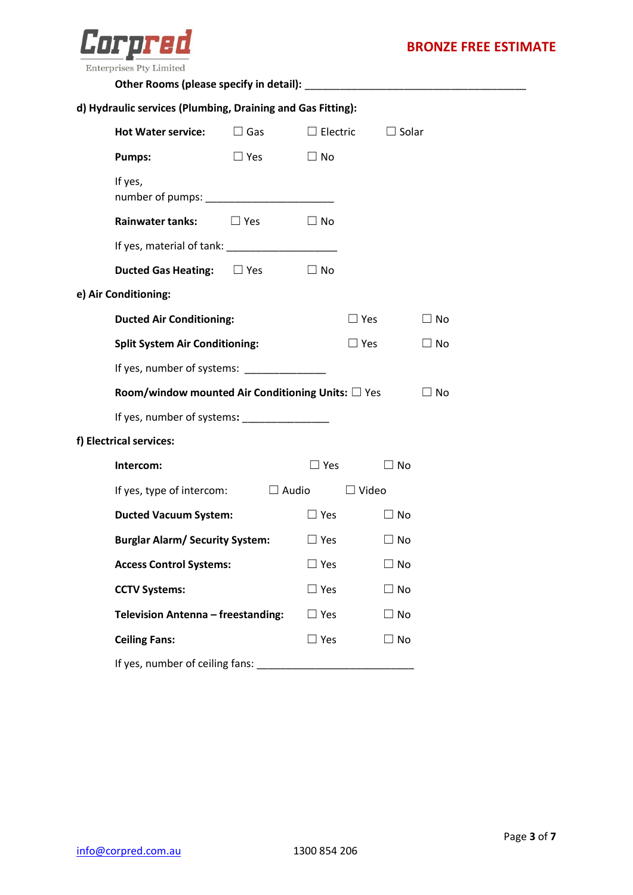**Other Rooms (please specify in detail):** ________________________________________

**d) Hydraulic services (Plumbing, Draining and Gas Fitting):**

**Hot Water service:** ☐ Gas ☐ Electric ☐ Solar

**Pumps:** ☐ Yes ☐ No

If yes,
number of pumps: ________________________

**Rainwater tanks:** ☐ Yes ☐ No

If yes, material of tank: ____________________

**Ducted Gas Heating:** ☐ Yes ☐ No

**e) Air Conditioning:**

**Ducted Air Conditioning:** ☐ Yes ☐ No

**Split System Air Conditioning:** ☐ Yes ☐ No

If yes, number of systems: _______________

**Room/window mounted Air Conditioning Units:** ☐ Yes ☐ No

If yes, number of systems**:** ________________

**f) Electrical services:**

**Intercom:** ☐ Yes ☐ No

If yes, type of intercom: ☐ Audio ☐ Video

**Ducted Vacuum System:** ☐ Yes ☐ No

**Burglar Alarm/ Security System:** ☐ Yes ☐ No

**Access Control Systems:** ☐ Yes ☐ No

**CCTV Systems:** ☐ Yes ☐ No

**Television Antenna – freestanding:** ☐ Yes ☐ No

**Ceiling Fans:** ☐ Yes ☐ No

If yes, number of ceiling fans: _____________________________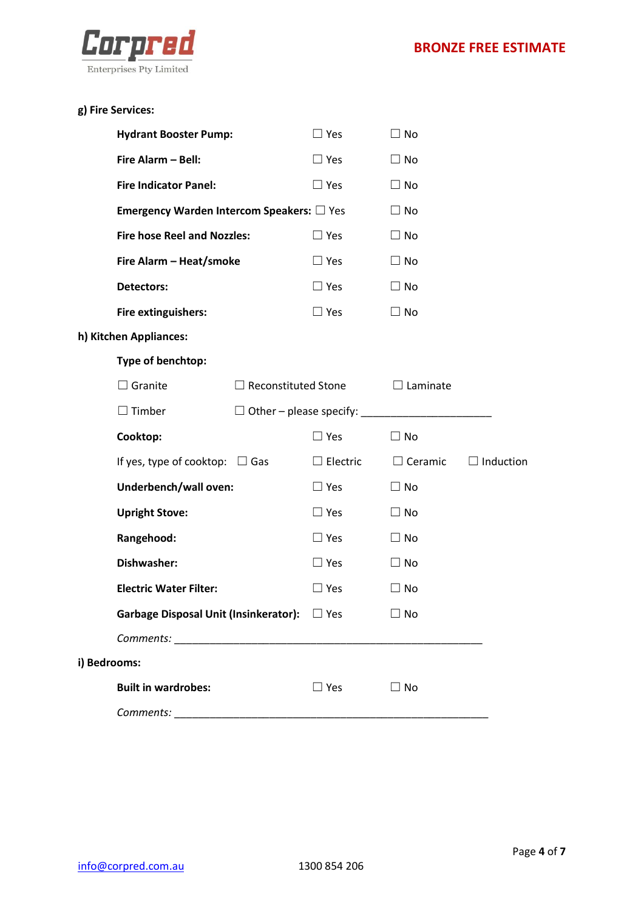**g) Fire Services:**

**Hydrant Booster Pump:** ☐ Yes ☐ No

**Fire Alarm – Bell:** ☐ Yes ☐ No

**Fire Indicator Panel:** ☐ Yes ☐ No

**Emergency Warden Intercom Speakers:** ☐ Yes ☐ No

**Fire hose Reel and Nozzles:** ☐ Yes ☐ No

**Fire Alarm – Heat/smoke** ☐ Yes ☐ No

**Detectors:** ☐ Yes ☐ No

**Fire extinguishers:** ☐ Yes ☐ No

**h) Kitchen Appliances:**

**Type of benchtop:**

☐ Granite ☐ Reconstituted Stone ☐ Laminate

☐ Timber ☐ Other – please specify: ______________________

**Cooktop:** ☐ Yes ☐ No

If yes, type of cooktop: ☐ Gas ☐ Electric ☐ Ceramic ☐ Induction

**Underbench/wall oven:** ☐ Yes ☐ No

**Upright Stove:** ☐ Yes ☐ No

**Rangehood:** ☐ Yes ☐ No

**Dishwasher:** ☐ Yes ☐ No

**Electric Water Filter:** ☐ Yes ☐ No

**Garbage Disposal Unit (Insinkerator):** ☐ Yes ☐ No

*Comments:* ______________________________________________________

**i) Bedrooms:**

**Built in wardrobes:** ☐ Yes ☐ No

*Comments:* ______________________________________________________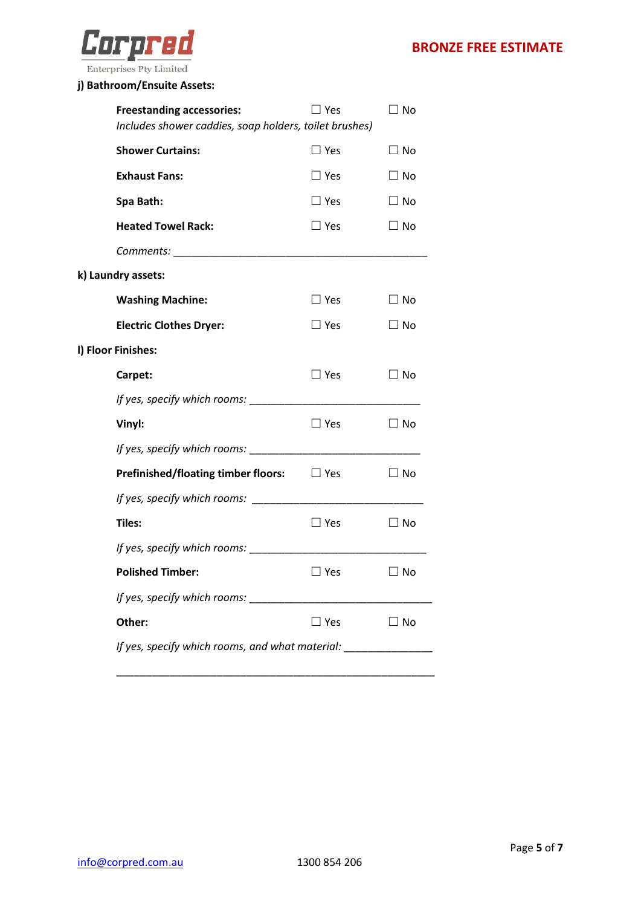#### j) Bathroom/Ensuite Assets:

**Freestanding accessories:** ☐ Yes ☐ No
*Includes shower caddies, soap holders, toilet brushes)*

**Shower Curtains:** ☐ Yes ☐ No

**Exhaust Fans:** ☐ Yes ☐ No

**Spa Bath:** ☐ Yes ☐ No

**Heated Towel Rack:** ☐ Yes ☐ No

*Comments:* _____________________________________________

#### k) Laundry assets:

**Washing Machine:** ☐ Yes ☐ No

**Electric Clothes Dryer:** ☐ Yes ☐ No

#### l) Floor Finishes:

**Carpet:** ☐ Yes ☐ No

*If yes, specify which rooms:* ______________________________

**Vinyl:** ☐ Yes ☐ No

*If yes, specify which rooms:* ______________________________

**Prefinished/floating timber floors:** ☐ Yes ☐ No

*If yes, specify which rooms:* ______________________________

**Tiles:** ☐ Yes ☐ No

*If yes, specify which rooms:* _______________________________

**Polished Timber:** ☐ Yes ☐ No

*If yes, specify which rooms:* ________________________________

**Other:** ☐ Yes ☐ No

*If yes, specify which rooms, and what material:* _______________

________________________________________________________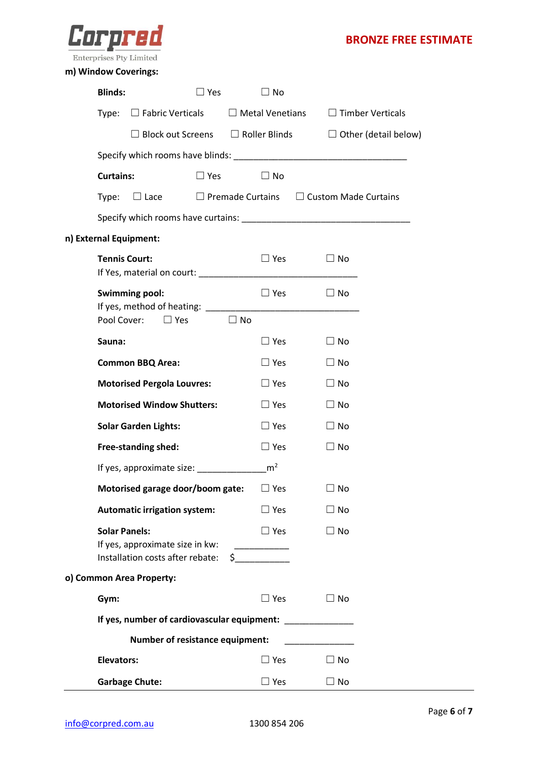**m) Window Coverings:**

**Blinds:** ☐ Yes ☐ No

Type: ☐ Fabric Verticals ☐ Metal Venetians ☐ Timber Verticals

☐ Block out Screens ☐ Roller Blinds ☐ Other (detail below)

Specify which rooms have blinds: ___________________________________

**Curtains:** ☐ Yes ☐ No

Type: ☐ Lace ☐ Premade Curtains ☐ Custom Made Curtains

Specify which rooms have curtains: ___________________________________

**n) External Equipment:**

**Tennis Court:** ☐ Yes ☐ No
If Yes, material on court: ________________________________

**Swimming pool:** ☐ Yes ☐ No
If yes, method of heating: ________________________________
Pool Cover: ☐ Yes ☐ No

**Sauna:** ☐ Yes ☐ No

**Common BBQ Area:** ☐ Yes ☐ No

**Motorised Pergola Louvres:** ☐ Yes ☐ No

**Motorised Window Shutters:** ☐ Yes ☐ No

**Solar Garden Lights:** ☐ Yes ☐ No

**Free-standing shed:** ☐ Yes ☐ No

If yes, approximate size: ______________$m^2$

**Motorised garage door/boom gate:** ☐ Yes ☐ No

**Automatic irrigation system:** ☐ Yes ☐ No

**Solar Panels:** ☐ Yes ☐ No
If yes, approximate size in kw: ___________
Installation costs after rebate: $___________

**o) Common Area Property:**

**Gym:** ☐ Yes ☐ No

**If yes, number of cardiovascular equipment:** ______________

**Number of resistance equipment:** ______________

**Elevators:** ☐ Yes ☐ No

**Garbage Chute:** ☐ Yes ☐ No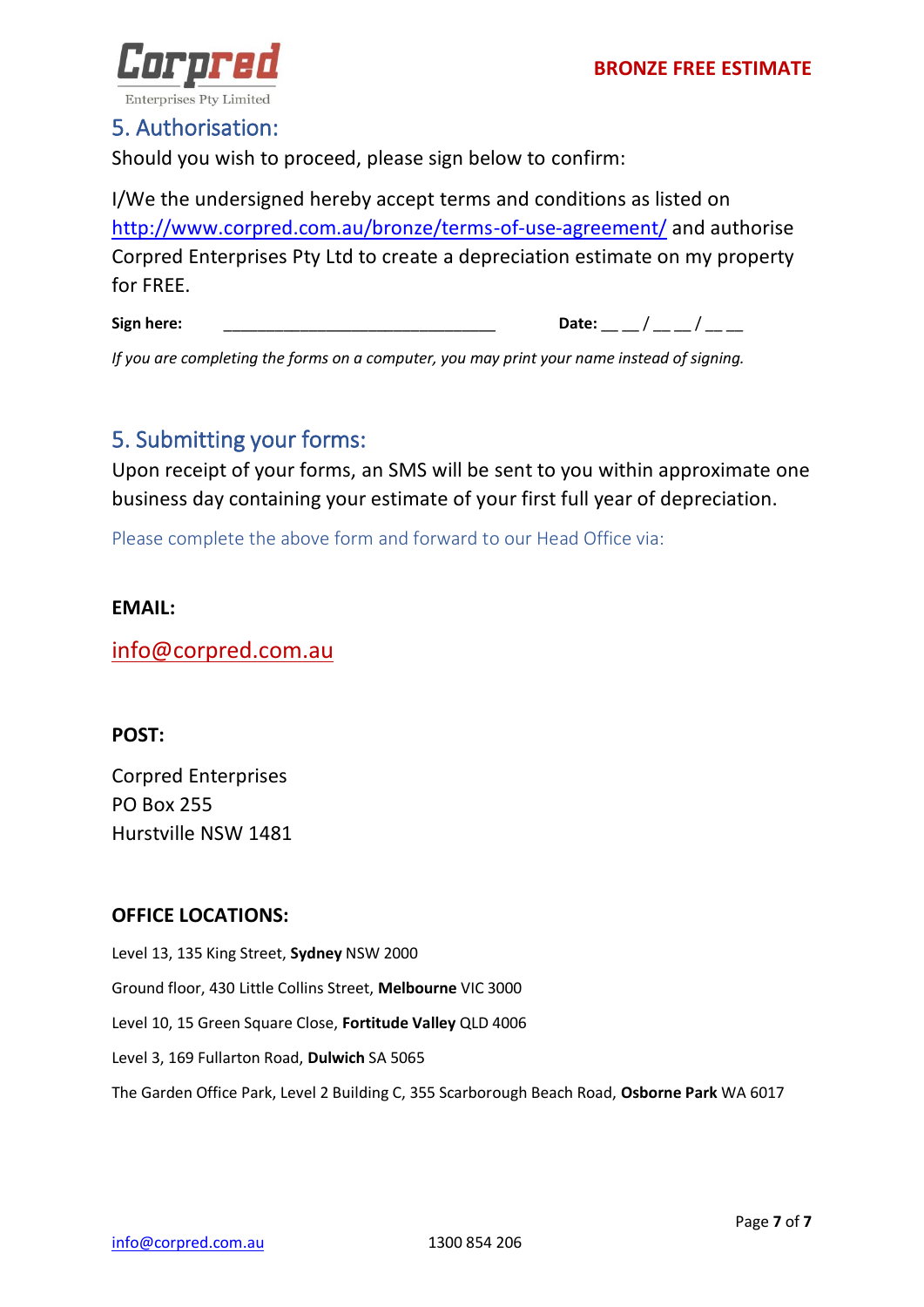## 5. Authorisation:

Should you wish to proceed, please sign below to confirm:

I/We the undersigned hereby accept terms and conditions as listed on http://www.corpred.com.au/bronze/terms-of-use-agreement/ and authorise Corpred Enterprises Pty Ltd to create a depreciation estimate on my property for FREE.

**Sign here:** ________________________________ **Date:** __ __ / __ __ / __ __

*If you are completing the forms on a computer, you may print your name instead of signing.*

## 5. Submitting your forms:

Upon receipt of your forms, an SMS will be sent to you within approximate one business day containing your estimate of your first full year of depreciation.

Please complete the above form and forward to our Head Office via:

**EMAIL:**

info@corpred.com.au

**POST:**

Corpred Enterprises
PO Box 255
Hurstville NSW 1481

**OFFICE LOCATIONS:**

Level 13, 135 King Street, **Sydney** NSW 2000

Ground floor, 430 Little Collins Street, **Melbourne** VIC 3000

Level 10, 15 Green Square Close, **Fortitude Valley** QLD 4006

Level 3, 169 Fullarton Road, **Dulwich** SA 5065

The Garden Office Park, Level 2 Building C, 355 Scarborough Beach Road, **Osborne Park** WA 6017